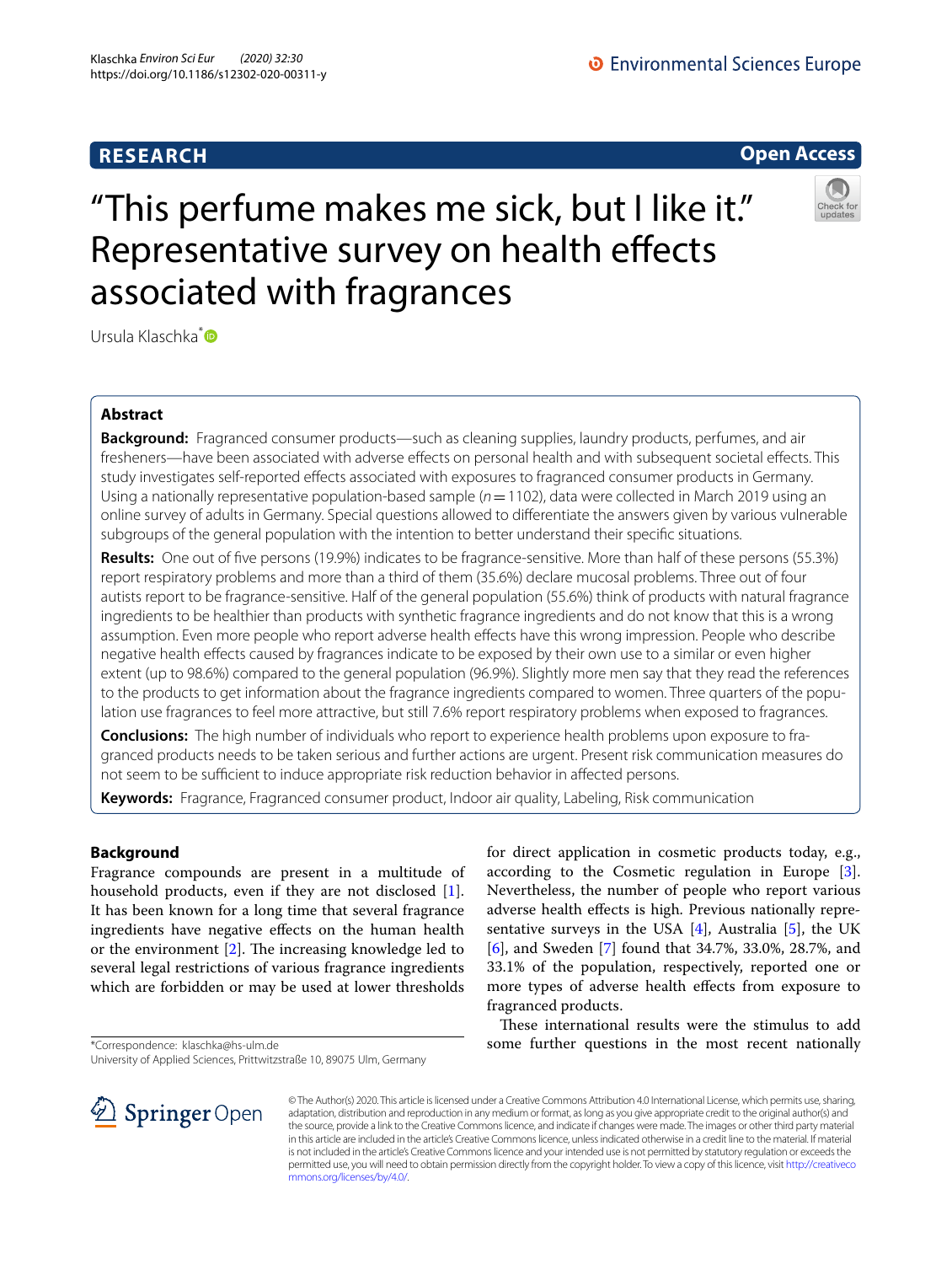RESEARCH

Open Access

# "This perfume makes me sick, but I like it." Representative survey on health effects associated with fragrances

Ursula Klaschka*

## Abstract

**Background:** Fragranced consumer products—such as cleaning supplies, laundry products, perfumes, and air fresheners—have been associated with adverse effects on personal health and with subsequent societal effects. This study investigates self-reported effects associated with exposures to fragranced consumer products in Germany. Using a nationally representative population-based sample ($n = 1102$), data were collected in March 2019 using an online survey of adults in Germany. Special questions allowed to differentiate the answers given by various vulnerable subgroups of the general population with the intention to better understand their specific situations.

**Results:** One out of five persons (19.9%) indicates to be fragrance-sensitive. More than half of these persons (55.3%) report respiratory problems and more than a third of them (35.6%) declare mucosal problems. Three out of four autists report to be fragrance-sensitive. Half of the general population (55.6%) think of products with natural fragrance ingredients to be healthier than products with synthetic fragrance ingredients and do not know that this is a wrong assumption. Even more people who report adverse health effects have this wrong impression. People who describe negative health effects caused by fragrances indicate to be exposed by their own use to a similar or even higher extent (up to 98.6%) compared to the general population (96.9%). Slightly more men say that they read the references to the products to get information about the fragrance ingredients compared to women. Three quarters of the population use fragrances to feel more attractive, but still 7.6% report respiratory problems when exposed to fragrances.

**Conclusions:** The high number of individuals who report to experience health problems upon exposure to fragranced products needs to be taken serious and further actions are urgent. Present risk communication measures do not seem to be sufficient to induce appropriate risk reduction behavior in affected persons.

**Keywords:** Fragrance, Fragranced consumer product, Indoor air quality, Labeling, Risk communication

## Background

Fragrance compounds are present in a multitude of household products, even if they are not disclosed [1]. It has been known for a long time that several fragrance ingredients have negative effects on the human health or the environment [2]. The increasing knowledge led to several legal restrictions of various fragrance ingredients which are forbidden or may be used at lower thresholds for direct application in cosmetic products today, e.g., according to the Cosmetic regulation in Europe [3]. Nevertheless, the number of people who report various adverse health effects is high. Previous nationally representative surveys in the USA [4], Australia [5], the UK [6], and Sweden [7] found that 34.7%, 33.0%, 28.7%, and 33.1% of the population, respectively, reported one or more types of adverse health effects from exposure to fragranced products.

These international results were the stimulus to add some further questions in the most recent nationally

*Correspondence: klaschka@hs-ulm.de
University of Applied Sciences, Prittwitzstraße 10, 89075 Ulm, Germany

© The Author(s) 2020. This article is licensed under a Creative Commons Attribution 4.0 International License, which permits use, sharing, adaptation, distribution and reproduction in any medium or format, as long as you give appropriate credit to the original author(s) and the source, provide a link to the Creative Commons licence, and indicate if changes were made. The images or other third party material in this article are included in the article's Creative Commons licence, unless indicated otherwise in a credit line to the material. If material is not included in the article's Creative Commons licence and your intended use is not permitted by statutory regulation or exceeds the permitted use, you will need to obtain permission directly from the copyright holder. To view a copy of this licence, visit http://creativecommons.org/licenses/by/4.0/.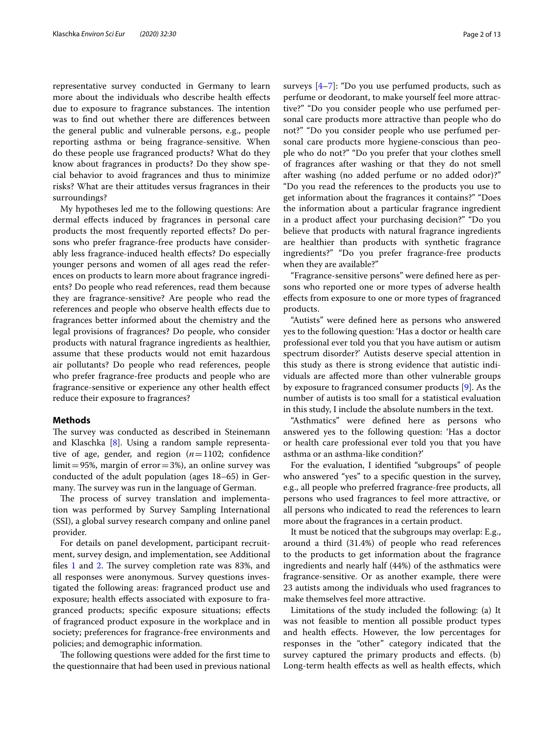representative survey conducted in Germany to learn more about the individuals who describe health effects due to exposure to fragrance substances. The intention was to find out whether there are differences between the general public and vulnerable persons, e.g., people reporting asthma or being fragrance-sensitive. When do these people use fragranced products? What do they know about fragrances in products? Do they show special behavior to avoid fragrances and thus to minimize risks? What are their attitudes versus fragrances in their surroundings?

My hypotheses led me to the following questions: Are dermal effects induced by fragrances in personal care products the most frequently reported effects? Do persons who prefer fragrance-free products have considerably less fragrance-induced health effects? Do especially younger persons and women of all ages read the references on products to learn more about fragrance ingredients? Do people who read references, read them because they are fragrance-sensitive? Are people who read the references and people who observe health effects due to fragrances better informed about the chemistry and the legal provisions of fragrances? Do people, who consider products with natural fragrance ingredients as healthier, assume that these products would not emit hazardous air pollutants? Do people who read references, people who prefer fragrance-free products and people who are fragrance-sensitive or experience any other health effect reduce their exposure to fragrances?

## Methods

The survey was conducted as described in Steinemann and Klaschka [8]. Using a random sample representative of age, gender, and region ($n=1102$; confidence limit = 95%, margin of error = 3%), an online survey was conducted of the adult population (ages 18–65) in Germany. The survey was run in the language of German.

The process of survey translation and implementation was performed by Survey Sampling International (SSI), a global survey research company and online panel provider.

For details on panel development, participant recruitment, survey design, and implementation, see Additional files 1 and 2. The survey completion rate was 83%, and all responses were anonymous. Survey questions investigated the following areas: fragranced product use and exposure; health effects associated with exposure to fragranced products; specific exposure situations; effects of fragranced product exposure in the workplace and in society; preferences for fragrance-free environments and policies; and demographic information.

The following questions were added for the first time to the questionnaire that had been used in previous national surveys [4–7]: "Do you use perfumed products, such as perfume or deodorant, to make yourself feel more attractive?" "Do you consider people who use perfumed personal care products more attractive than people who do not?" "Do you consider people who use perfumed personal care products more hygiene-conscious than people who do not?" "Do you prefer that your clothes smell of fragrances after washing or that they do not smell after washing (no added perfume or no added odor)?" "Do you read the references to the products you use to get information about the fragrances it contains?" "Does the information about a particular fragrance ingredient in a product affect your purchasing decision?" "Do you believe that products with natural fragrance ingredients are healthier than products with synthetic fragrance ingredients?" "Do you prefer fragrance-free products when they are available?"

"Fragrance-sensitive persons" were defined here as persons who reported one or more types of adverse health effects from exposure to one or more types of fragranced products.

"Autists" were defined here as persons who answered yes to the following question: 'Has a doctor or health care professional ever told you that you have autism or autism spectrum disorder?' Autists deserve special attention in this study as there is strong evidence that autistic individuals are affected more than other vulnerable groups by exposure to fragranced consumer products [9]. As the number of autists is too small for a statistical evaluation in this study, I include the absolute numbers in the text.

"Asthmatics" were defined here as persons who answered yes to the following question: 'Has a doctor or health care professional ever told you that you have asthma or an asthma-like condition?'

For the evaluation, I identified "subgroups" of people who answered "yes" to a specific question in the survey, e.g., all people who preferred fragrance-free products, all persons who used fragrances to feel more attractive, or all persons who indicated to read the references to learn more about the fragrances in a certain product.

It must be noticed that the subgroups may overlap: E.g., around a third (31.4%) of people who read references to the products to get information about the fragrance ingredients and nearly half (44%) of the asthmatics were fragrance-sensitive. Or as another example, there were 23 autists among the individuals who used fragrances to make themselves feel more attractive.

Limitations of the study included the following: (a) It was not feasible to mention all possible product types and health effects. However, the low percentages for responses in the "other" category indicated that the survey captured the primary products and effects. (b) Long-term health effects as well as health effects, which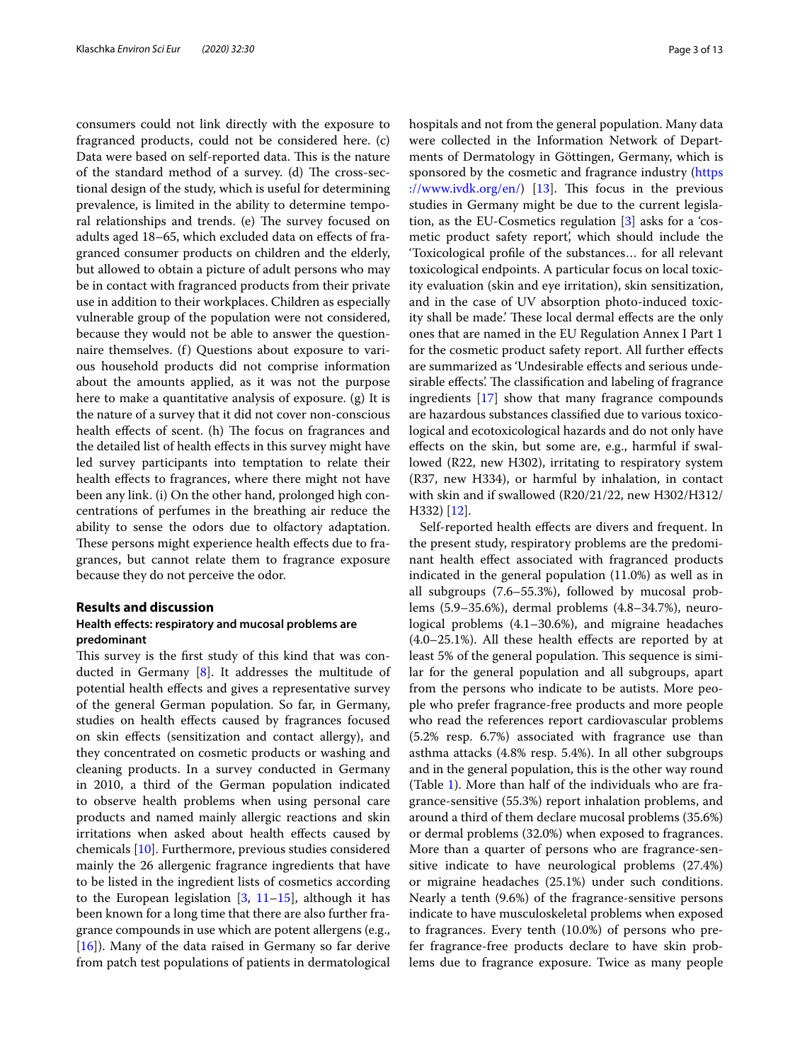consumers could not link directly with the exposure to fragranced products, could not be considered here. (c) Data were based on self-reported data. This is the nature of the standard method of a survey. (d) The cross-sectional design of the study, which is useful for determining prevalence, is limited in the ability to determine temporal relationships and trends. (e) The survey focused on adults aged 18–65, which excluded data on effects of fragranced consumer products on children and the elderly, but allowed to obtain a picture of adult persons who may be in contact with fragranced products from their private use in addition to their workplaces. Children as especially vulnerable group of the population were not considered, because they would not be able to answer the questionnaire themselves. (f) Questions about exposure to various household products did not comprise information about the amounts applied, as it was not the purpose here to make a quantitative analysis of exposure. (g) It is the nature of a survey that it did not cover non-conscious health effects of scent. (h) The focus on fragrances and the detailed list of health effects in this survey might have led survey participants into temptation to relate their health effects to fragrances, where there might not have been any link. (i) On the other hand, prolonged high concentrations of perfumes in the breathing air reduce the ability to sense the odors due to olfactory adaptation. These persons might experience health effects due to fragrances, but cannot relate them to fragrance exposure because they do not perceive the odor.

## Results and discussion

### Health effects: respiratory and mucosal problems are predominant

This survey is the first study of this kind that was conducted in Germany [8]. It addresses the multitude of potential health effects and gives a representative survey of the general German population. So far, in Germany, studies on health effects caused by fragrances focused on skin effects (sensitization and contact allergy), and they concentrated on cosmetic products or washing and cleaning products. In a survey conducted in Germany in 2010, a third of the German population indicated to observe health problems when using personal care products and named mainly allergic reactions and skin irritations when asked about health effects caused by chemicals [10]. Furthermore, previous studies considered mainly the 26 allergenic fragrance ingredients that have to be listed in the ingredient lists of cosmetics according to the European legislation [3, 11–15], although it has been known for a long time that there are also further fragrance compounds in use which are potent allergens (e.g., [16]). Many of the data raised in Germany so far derive from patch test populations of patients in dermatological hospitals and not from the general population. Many data were collected in the Information Network of Departments of Dermatology in Göttingen, Germany, which is sponsored by the cosmetic and fragrance industry (https://www.ivdk.org/en/) [13]. This focus in the previous studies in Germany might be due to the current legislation, as the EU-Cosmetics regulation [3] asks for a 'cosmetic product safety report', which should include the 'Toxicological profile of the substances… for all relevant toxicological endpoints. A particular focus on local toxicity evaluation (skin and eye irritation), skin sensitization, and in the case of UV absorption photo-induced toxicity shall be made.' These local dermal effects are the only ones that are named in the EU Regulation Annex I Part 1 for the cosmetic product safety report. All further effects are summarized as 'Undesirable effects and serious undesirable effects'. The classification and labeling of fragrance ingredients [17] show that many fragrance compounds are hazardous substances classified due to various toxicological and ecotoxicological hazards and do not only have effects on the skin, but some are, e.g., harmful if swallowed (R22, new H302), irritating to respiratory system (R37, new H334), or harmful by inhalation, in contact with skin and if swallowed (R20/21/22, new H302/H312/H332) [12].

Self-reported health effects are divers and frequent. In the present study, respiratory problems are the predominant health effect associated with fragranced products indicated in the general population (11.0%) as well as in all subgroups (7.6–55.3%), followed by mucosal problems (5.9–35.6%), dermal problems (4.8–34.7%), neurological problems (4.1–30.6%), and migraine headaches (4.0–25.1%). All these health effects are reported by at least 5% of the general population. This sequence is similar for the general population and all subgroups, apart from the persons who indicate to be autists. More people who prefer fragrance-free products and more people who read the references report cardiovascular problems (5.2% resp. 6.7%) associated with fragrance use than asthma attacks (4.8% resp. 5.4%). In all other subgroups and in the general population, this is the other way round (Table 1). More than half of the individuals who are fragrance-sensitive (55.3%) report inhalation problems, and around a third of them declare mucosal problems (35.6%) or dermal problems (32.0%) when exposed to fragrances. More than a quarter of persons who are fragrance-sensitive indicate to have neurological problems (27.4%) or migraine headaches (25.1%) under such conditions. Nearly a tenth (9.6%) of the fragrance-sensitive persons indicate to have musculoskeletal problems when exposed to fragrances. Every tenth (10.0%) of persons who prefer fragrance-free products declare to have skin problems due to fragrance exposure. Twice as many people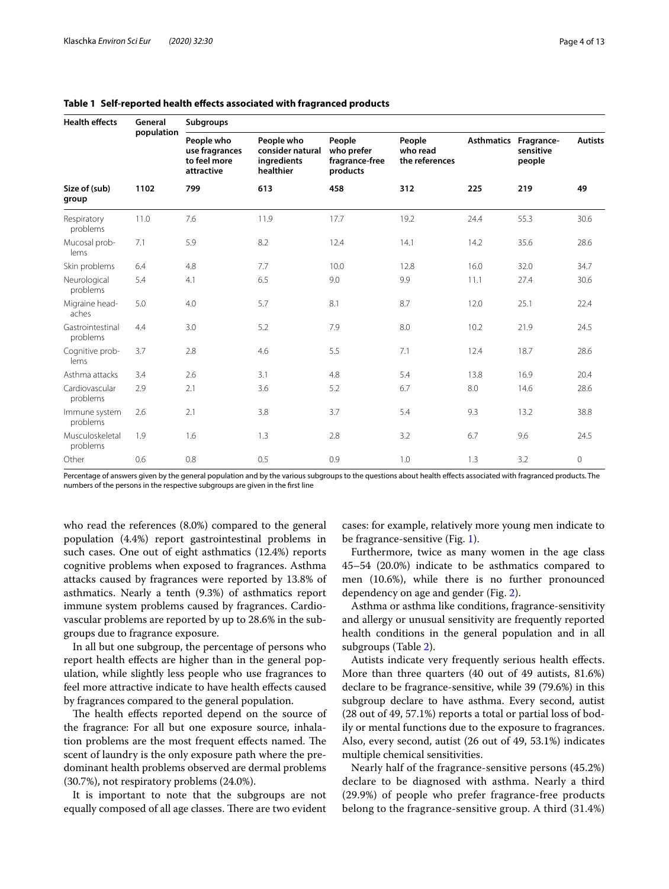**Table 1 Self-reported health effects associated with fragranced products**

| Health effects | General population | Subgroups | | | | | | |
|---|---|---|---|---|---|---|---|---|
| | | People who use fragrances to feel more attractive | People who consider natural ingredients healthier | People who prefer fragrance-free products | People who read the references | Asthmatics | Fragrance-sensitive people | Autists |
| **Size of (sub) group** | **1102** | **799** | **613** | **458** | **312** | **225** | **219** | **49** |
| Respiratory problems | 11.0 | 7.6 | 11.9 | 17.7 | 19.2 | 24.4 | 55.3 | 30.6 |
| Mucosal problems | 7.1 | 5.9 | 8.2 | 12.4 | 14.1 | 14.2 | 35.6 | 28.6 |
| Skin problems | 6.4 | 4.8 | 7.7 | 10.0 | 12.8 | 16.0 | 32.0 | 34.7 |
| Neurological problems | 5.4 | 4.1 | 6.5 | 9.0 | 9.9 | 11.1 | 27.4 | 30.6 |
| Migraine headaches | 5.0 | 4.0 | 5.7 | 8.1 | 8.7 | 12.0 | 25.1 | 22.4 |
| Gastrointestinal problems | 4.4 | 3.0 | 5.2 | 7.9 | 8.0 | 10.2 | 21.9 | 24.5 |
| Cognitive problems | 3.7 | 2.8 | 4.6 | 5.5 | 7.1 | 12.4 | 18.7 | 28.6 |
| Asthma attacks | 3.4 | 2.6 | 3.1 | 4.8 | 5.4 | 13.8 | 16.9 | 20.4 |
| Cardiovascular problems | 2.9 | 2.1 | 3.6 | 5.2 | 6.7 | 8.0 | 14.6 | 28.6 |
| Immune system problems | 2.6 | 2.1 | 3.8 | 3.7 | 5.4 | 9.3 | 13.2 | 38.8 |
| Musculoskeletal problems | 1.9 | 1.6 | 1.3 | 2.8 | 3.2 | 6.7 | 9.6 | 24.5 |
| Other | 0.6 | 0.8 | 0.5 | 0.9 | 1.0 | 1.3 | 3.2 | 0 |

Percentage of answers given by the general population and by the various subgroups to the questions about health effects associated with fragranced products. The numbers of the persons in the respective subgroups are given in the first line

who read the references (8.0%) compared to the general population (4.4%) report gastrointestinal problems in such cases. One out of eight asthmatics (12.4%) reports cognitive problems when exposed to fragrances. Asthma attacks caused by fragrances were reported by 13.8% of asthmatics. Nearly a tenth (9.3%) of asthmatics report immune system problems caused by fragrances. Cardiovascular problems are reported by up to 28.6% in the subgroups due to fragrance exposure.

In all but one subgroup, the percentage of persons who report health effects are higher than in the general population, while slightly less people who use fragrances to feel more attractive indicate to have health effects caused by fragrances compared to the general population.

The health effects reported depend on the source of the fragrance: For all but one exposure source, inhalation problems are the most frequent effects named. The scent of laundry is the only exposure path where the predominant health problems observed are dermal problems (30.7%), not respiratory problems (24.0%).

It is important to note that the subgroups are not equally composed of all age classes. There are two evident cases: for example, relatively more young men indicate to be fragrance-sensitive (Fig. 1).

Furthermore, twice as many women in the age class 45–54 (20.0%) indicate to be asthmatics compared to men (10.6%), while there is no further pronounced dependency on age and gender (Fig. 2).

Asthma or asthma like conditions, fragrance-sensitivity and allergy or unusual sensitivity are frequently reported health conditions in the general population and in all subgroups (Table 2).

Autists indicate very frequently serious health effects. More than three quarters (40 out of 49 autists, 81.6%) declare to be fragrance-sensitive, while 39 (79.6%) in this subgroup declare to have asthma. Every second, autist (28 out of 49, 57.1%) reports a total or partial loss of bodily or mental functions due to the exposure to fragrances. Also, every second, autist (26 out of 49, 53.1%) indicates multiple chemical sensitivities.

Nearly half of the fragrance-sensitive persons (45.2%) declare to be diagnosed with asthma. Nearly a third (29.9%) of people who prefer fragrance-free products belong to the fragrance-sensitive group. A third (31.4%)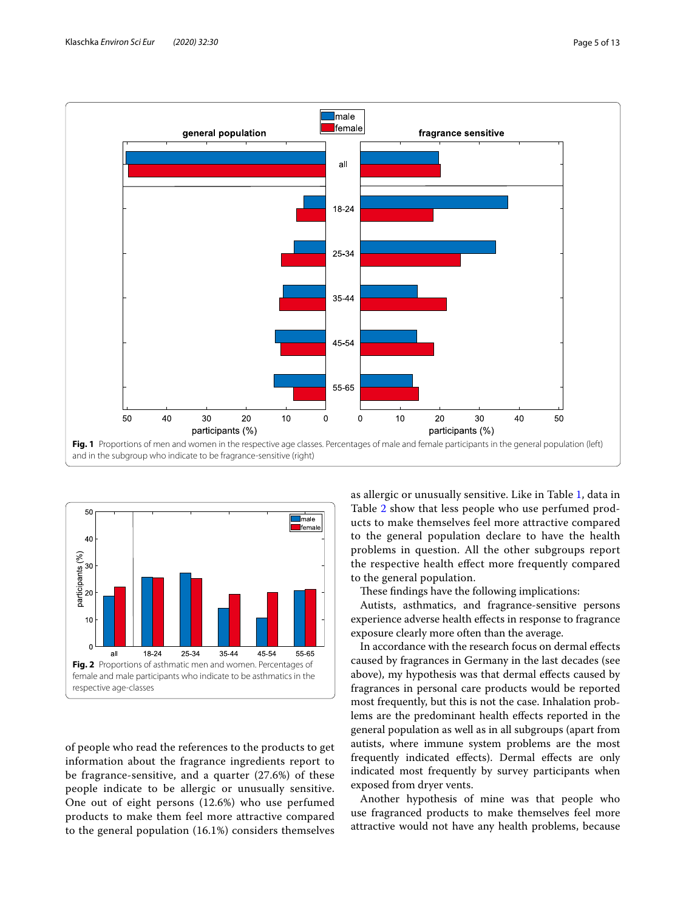Fig. 1 Proportions of men and women in the respective age classes. Percentages of male and female participants in the general population (left) and in the subgroup who indicate to be fragrance-sensitive (right)

Fig. 2 Proportions of asthmatic men and women. Percentages of female and male participants who indicate to be asthmatics in the respective age-classes

of people who read the references to the products to get information about the fragrance ingredients report to be fragrance-sensitive, and a quarter (27.6%) of these people indicate to be allergic or unusually sensitive. One out of eight persons (12.6%) who use perfumed products to make them feel more attractive compared to the general population (16.1%) considers themselves as allergic or unusually sensitive. Like in Table 1, data in Table 2 show that less people who use perfumed products to make themselves feel more attractive compared to the general population declare to have the health problems in question. All the other subgroups report the respective health effect more frequently compared to the general population.

These findings have the following implications:

Autists, asthmatics, and fragrance-sensitive persons experience adverse health effects in response to fragrance exposure clearly more often than the average.

In accordance with the research focus on dermal effects caused by fragrances in Germany in the last decades (see above), my hypothesis was that dermal effects caused by fragrances in personal care products would be reported most frequently, but this is not the case. Inhalation problems are the predominant health effects reported in the general population as well as in all subgroups (apart from autists, where immune system problems are the most frequently indicated effects). Dermal effects are only indicated most frequently by survey participants when exposed from dryer vents.

Another hypothesis of mine was that people who use fragranced products to make themselves feel more attractive would not have any health problems, because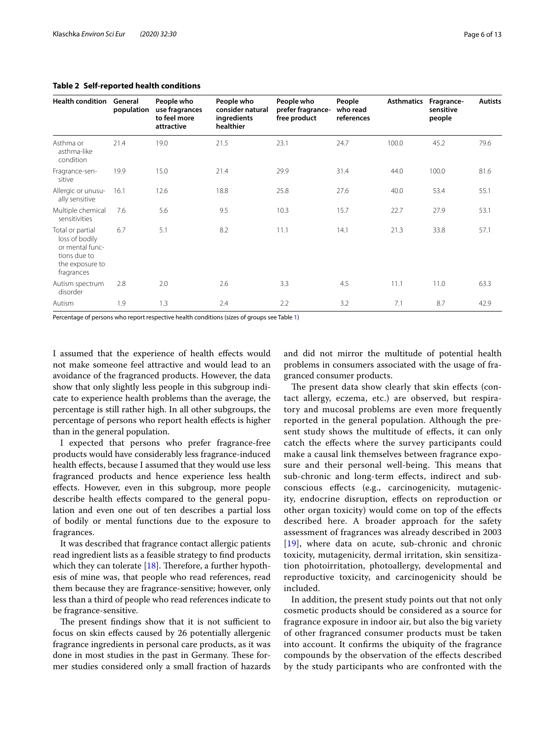**Table 2 Self-reported health conditions**

| Health condition | General population | People who use fragrances to feel more attractive | People who consider natural ingredients healthier | People who prefer fragrance-free product | People who read references | Asthmatics | Fragrance-sensitive people | Autists |
|---|---|---|---|---|---|---|---|---|
| Asthma or asthma-like condition | 21.4 | 19.0 | 21.5 | 23.1 | 24.7 | 100.0 | 45.2 | 79.6 |
| Fragrance-sensitive | 19.9 | 15.0 | 21.4 | 29.9 | 31.4 | 44.0 | 100.0 | 81.6 |
| Allergic or unusually sensitive | 16.1 | 12.6 | 18.8 | 25.8 | 27.6 | 40.0 | 53.4 | 55.1 |
| Multiple chemical sensitivities | 7.6 | 5.6 | 9.5 | 10.3 | 15.7 | 22.7 | 27.9 | 53.1 |
| Total or partial loss of bodily or mental functions due to the exposure to fragrances | 6.7 | 5.1 | 8.2 | 11.1 | 14.1 | 21.3 | 33.8 | 57.1 |
| Autism spectrum disorder | 2.8 | 2.0 | 2.6 | 3.3 | 4.5 | 11.1 | 11.0 | 63.3 |
| Autism | 1.9 | 1.3 | 2.4 | 2.2 | 3.2 | 7.1 | 8.7 | 42.9 |

Percentage of persons who report respective health conditions (sizes of groups see Table 1)

I assumed that the experience of health effects would not make someone feel attractive and would lead to an avoidance of the fragranced products. However, the data show that only slightly less people in this subgroup indicate to experience health problems than the average, the percentage is still rather high. In all other subgroups, the percentage of persons who report health effects is higher than in the general population.

I expected that persons who prefer fragrance-free products would have considerably less fragrance-induced health effects, because I assumed that they would use less fragranced products and hence experience less health effects. However, even in this subgroup, more people describe health effects compared to the general population and even one out of ten describes a partial loss of bodily or mental functions due to the exposure to fragrances.

It was described that fragrance contact allergic patients read ingredient lists as a feasible strategy to find products which they can tolerate [18]. Therefore, a further hypothesis of mine was, that people who read references, read them because they are fragrance-sensitive; however, only less than a third of people who read references indicate to be fragrance-sensitive.

The present findings show that it is not sufficient to focus on skin effects caused by 26 potentially allergenic fragrance ingredients in personal care products, as it was done in most studies in the past in Germany. These former studies considered only a small fraction of hazards and did not mirror the multitude of potential health problems in consumers associated with the usage of fragranced consumer products.

The present data show clearly that skin effects (contact allergy, eczema, etc.) are observed, but respiratory and mucosal problems are even more frequently reported in the general population. Although the present study shows the multitude of effects, it can only catch the effects where the survey participants could make a causal link themselves between fragrance exposure and their personal well-being. This means that sub-chronic and long-term effects, indirect and subconscious effects (e.g., carcinogenicity, mutagenicity, endocrine disruption, effects on reproduction or other organ toxicity) would come on top of the effects described here. A broader approach for the safety assessment of fragrances was already described in 2003 [19], where data on acute, sub-chronic and chronic toxicity, mutagenicity, dermal irritation, skin sensitization photoirritation, photoallergy, developmental and reproductive toxicity, and carcinogenicity should be included.

In addition, the present study points out that not only cosmetic products should be considered as a source for fragrance exposure in indoor air, but also the big variety of other fragranced consumer products must be taken into account. It confirms the ubiquity of the fragrance compounds by the observation of the effects described by the study participants who are confronted with the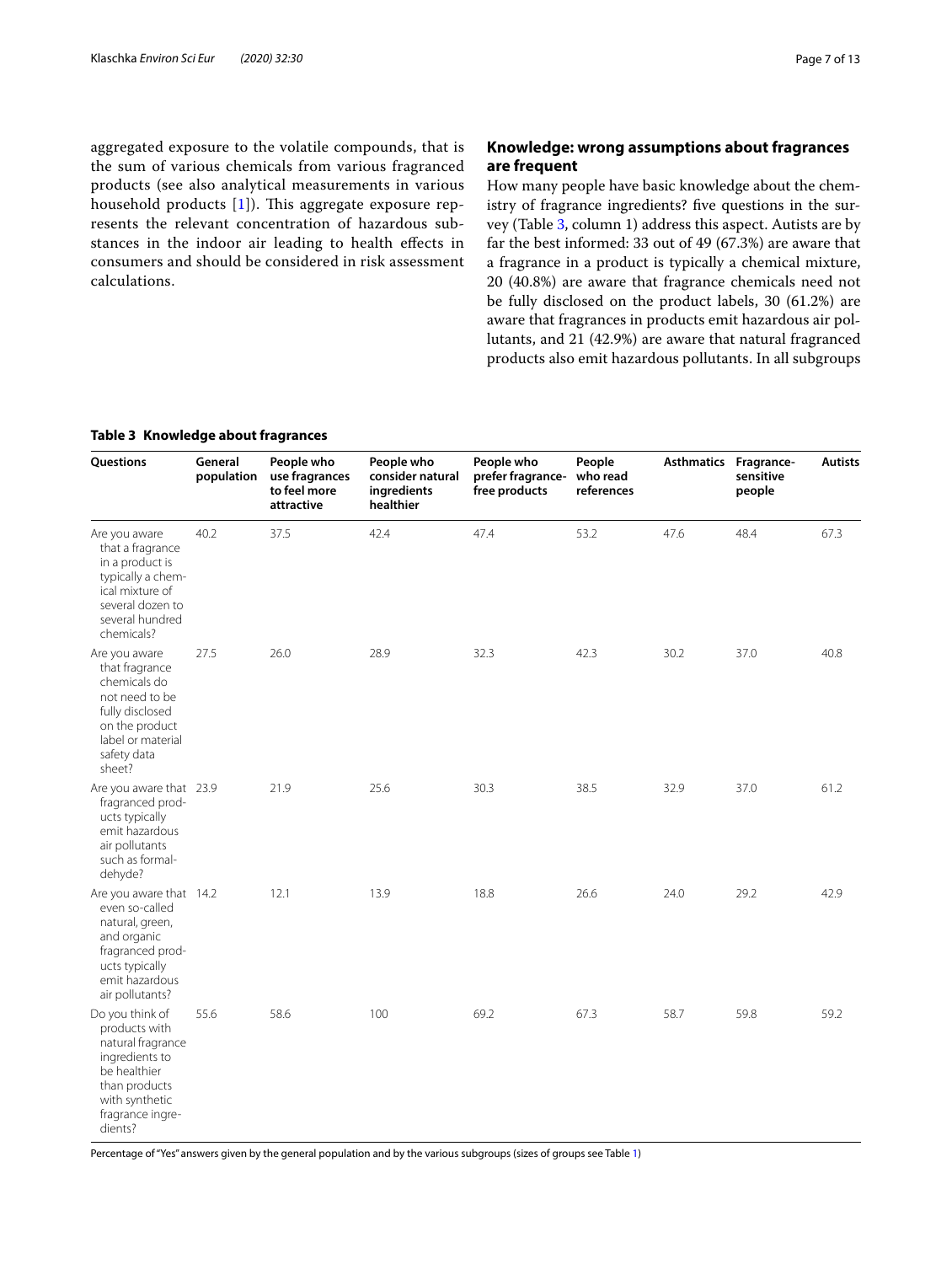aggregated exposure to the volatile compounds, that is the sum of various chemicals from various fragranced products (see also analytical measurements in various household products [1]). This aggregate exposure represents the relevant concentration of hazardous substances in the indoor air leading to health effects in consumers and should be considered in risk assessment calculations.

## Knowledge: wrong assumptions about fragrances are frequent

How many people have basic knowledge about the chemistry of fragrance ingredients? five questions in the survey (Table 3, column 1) address this aspect. Autists are by far the best informed: 33 out of 49 (67.3%) are aware that a fragrance in a product is typically a chemical mixture, 20 (40.8%) are aware that fragrance chemicals need not be fully disclosed on the product labels, 30 (61.2%) are aware that fragrances in products emit hazardous air pollutants, and 21 (42.9%) are aware that natural fragranced products also emit hazardous pollutants. In all subgroups

**Table 3 Knowledge about fragrances**

| Questions | General population | People who use fragrances to feel more attractive | People who consider natural ingredients healthier | People who prefer fragrance-free products | People who read references | Asthmatics | Fragrance-sensitive people | Autists |
|---|---|---|---|---|---|---|---|---|
| Are you aware that a fragrance in a product is typically a chemical mixture of several dozen to several hundred chemicals? | 40.2 | 37.5 | 42.4 | 47.4 | 53.2 | 47.6 | 48.4 | 67.3 |
| Are you aware that fragrance chemicals do not need to be fully disclosed on the product label or material safety data sheet? | 27.5 | 26.0 | 28.9 | 32.3 | 42.3 | 30.2 | 37.0 | 40.8 |
| Are you aware that fragranced products typically emit hazardous air pollutants such as formaldehyde? | 23.9 | 21.9 | 25.6 | 30.3 | 38.5 | 32.9 | 37.0 | 61.2 |
| Are you aware that even so-called natural, green, and organic fragranced products typically emit hazardous air pollutants? | 14.2 | 12.1 | 13.9 | 18.8 | 26.6 | 24.0 | 29.2 | 42.9 |
| Do you think of products with natural fragrance ingredients to be healthier than products with synthetic fragrance ingredients? | 55.6 | 58.6 | 100 | 69.2 | 67.3 | 58.7 | 59.8 | 59.2 |

Percentage of "Yes" answers given by the general population and by the various subgroups (sizes of groups see Table 1)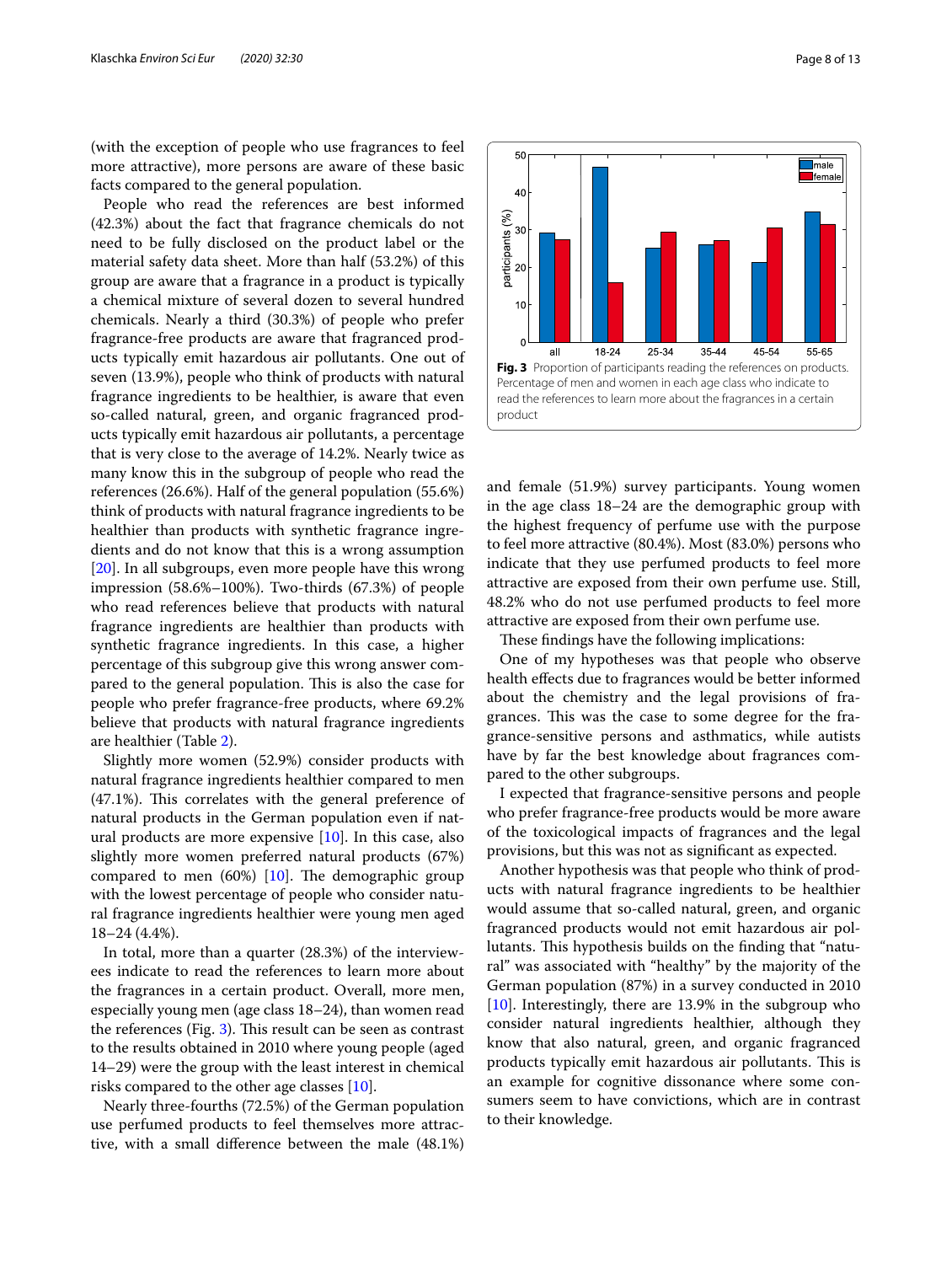(with the exception of people who use fragrances to feel more attractive), more persons are aware of these basic facts compared to the general population.

People who read the references are best informed (42.3%) about the fact that fragrance chemicals do not need to be fully disclosed on the product label or the material safety data sheet. More than half (53.2%) of this group are aware that a fragrance in a product is typically a chemical mixture of several dozen to several hundred chemicals. Nearly a third (30.3%) of people who prefer fragrance-free products are aware that fragranced products typically emit hazardous air pollutants. One out of seven (13.9%), people who think of products with natural fragrance ingredients to be healthier, is aware that even so-called natural, green, and organic fragranced products typically emit hazardous air pollutants, a percentage that is very close to the average of 14.2%. Nearly twice as many know this in the subgroup of people who read the references (26.6%). Half of the general population (55.6%) think of products with natural fragrance ingredients to be healthier than products with synthetic fragrance ingredients and do not know that this is a wrong assumption [20]. In all subgroups, even more people have this wrong impression (58.6%–100%). Two-thirds (67.3%) of people who read references believe that products with natural fragrance ingredients are healthier than products with synthetic fragrance ingredients. In this case, a higher percentage of this subgroup give this wrong answer compared to the general population. This is also the case for people who prefer fragrance-free products, where 69.2% believe that products with natural fragrance ingredients are healthier (Table 2).

Slightly more women (52.9%) consider products with natural fragrance ingredients healthier compared to men (47.1%). This correlates with the general preference of natural products in the German population even if natural products are more expensive [10]. In this case, also slightly more women preferred natural products (67%) compared to men (60%) [10]. The demographic group with the lowest percentage of people who consider natural fragrance ingredients healthier were young men aged 18–24 (4.4%).

In total, more than a quarter (28.3%) of the interviewees indicate to read the references to learn more about the fragrances in a certain product. Overall, more men, especially young men (age class 18–24), than women read the references (Fig. 3). This result can be seen as contrast to the results obtained in 2010 where young people (aged 14–29) were the group with the least interest in chemical risks compared to the other age classes [10].

Nearly three-fourths (72.5%) of the German population use perfumed products to feel themselves more attractive, with a small difference between the male (48.1%) and female (51.9%) survey participants. Young women in the age class 18–24 are the demographic group with the highest frequency of perfume use with the purpose to feel more attractive (80.4%). Most (83.0%) persons who indicate that they use perfumed products to feel more attractive are exposed from their own perfume use. Still, 48.2% who do not use perfumed products to feel more attractive are exposed from their own perfume use.

**Fig. 3** Proportion of participants reading the references on products. Percentage of men and women in each age class who indicate to read the references to learn more about the fragrances in a certain product

These findings have the following implications:

One of my hypotheses was that people who observe health effects due to fragrances would be better informed about the chemistry and the legal provisions of fragrances. This was the case to some degree for the fragrance-sensitive persons and asthmatics, while autists have by far the best knowledge about fragrances compared to the other subgroups.

I expected that fragrance-sensitive persons and people who prefer fragrance-free products would be more aware of the toxicological impacts of fragrances and the legal provisions, but this was not as significant as expected.

Another hypothesis was that people who think of products with natural fragrance ingredients to be healthier would assume that so-called natural, green, and organic fragranced products would not emit hazardous air pollutants. This hypothesis builds on the finding that "natural" was associated with "healthy" by the majority of the German population (87%) in a survey conducted in 2010 [10]. Interestingly, there are 13.9% in the subgroup who consider natural ingredients healthier, although they know that also natural, green, and organic fragranced products typically emit hazardous air pollutants. This is an example for cognitive dissonance where some consumers seem to have convictions, which are in contrast to their knowledge.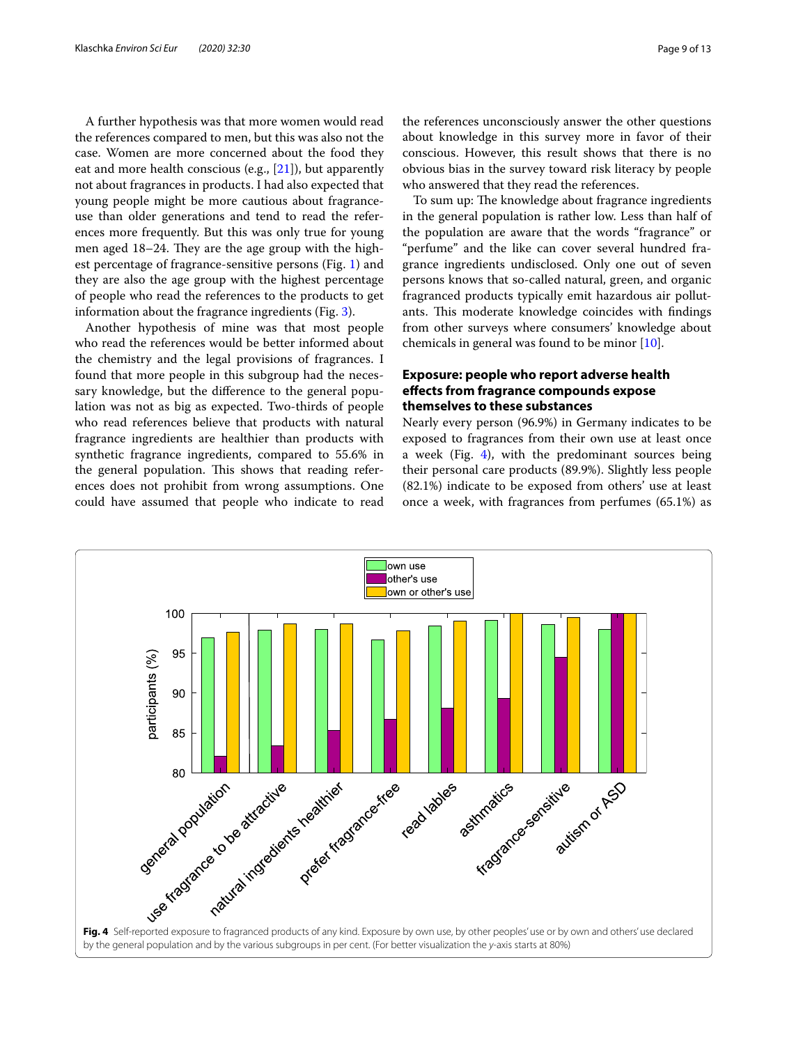A further hypothesis was that more women would read the references compared to men, but this was also not the case. Women are more concerned about the food they eat and more health conscious (e.g., [21]), but apparently not about fragrances in products. I had also expected that young people might be more cautious about fragrance-use than older generations and tend to read the references more frequently. But this was only true for young men aged 18–24. They are the age group with the highest percentage of fragrance-sensitive persons (Fig. 1) and they are also the age group with the highest percentage of people who read the references to the products to get information about the fragrance ingredients (Fig. 3).

Another hypothesis of mine was that most people who read the references would be better informed about the chemistry and the legal provisions of fragrances. I found that more people in this subgroup had the necessary knowledge, but the difference to the general population was not as big as expected. Two-thirds of people who read references believe that products with natural fragrance ingredients are healthier than products with synthetic fragrance ingredients, compared to 55.6% in the general population. This shows that reading references does not prohibit from wrong assumptions. One could have assumed that people who indicate to read the references unconsciously answer the other questions about knowledge in this survey more in favor of their conscious. However, this result shows that there is no obvious bias in the survey toward risk literacy by people who answered that they read the references.

To sum up: The knowledge about fragrance ingredients in the general population is rather low. Less than half of the population are aware that the words "fragrance" or "perfume" and the like can cover several hundred fragrance ingredients undisclosed. Only one out of seven persons knows that so-called natural, green, and organic fragranced products typically emit hazardous air pollutants. This moderate knowledge coincides with findings from other surveys where consumers' knowledge about chemicals in general was found to be minor [10].

## Exposure: people who report adverse health effects from fragrance compounds expose themselves to these substances

Nearly every person (96.9%) in Germany indicates to be exposed to fragrances from their own use at least once a week (Fig. 4), with the predominant sources being their personal care products (89.9%). Slightly less people (82.1%) indicate to be exposed from others' use at least once a week, with fragrances from perfumes (65.1%) as

**Fig. 4** Self-reported exposure to fragranced products of any kind. Exposure by own use, by other peoples' use or by own and others' use declared by the general population and by the various subgroups in per cent. (For better visualization the *y*-axis starts at 80%)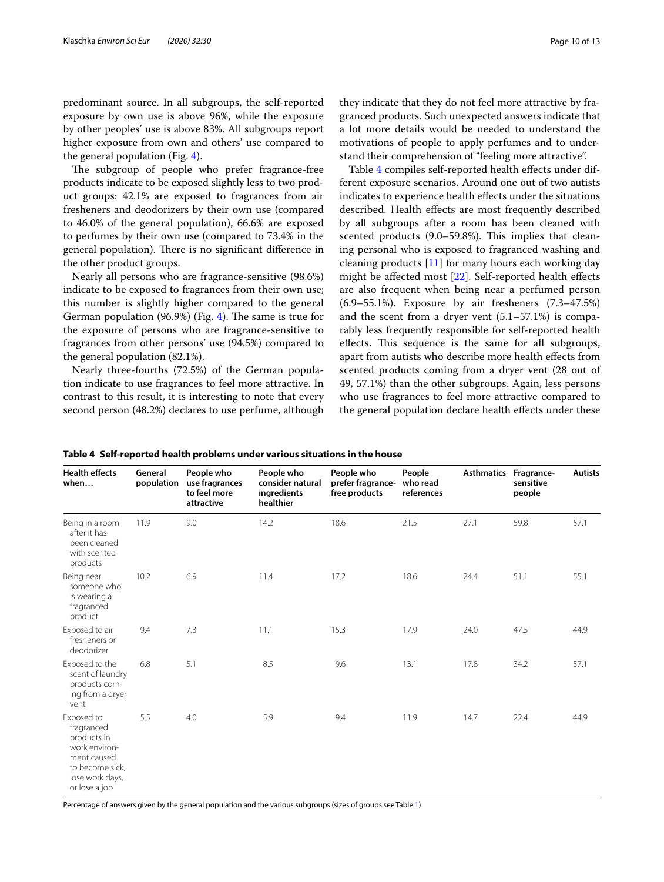predominant source. In all subgroups, the self-reported exposure by own use is above 96%, while the exposure by other peoples' use is above 83%. All subgroups report higher exposure from own and others' use compared to the general population (Fig. 4).

The subgroup of people who prefer fragrance-free products indicate to be exposed slightly less to two product groups: 42.1% are exposed to fragrances from air fresheners and deodorizers by their own use (compared to 46.0% of the general population), 66.6% are exposed to perfumes by their own use (compared to 73.4% in the general population). There is no significant difference in the other product groups.

Nearly all persons who are fragrance-sensitive (98.6%) indicate to be exposed to fragrances from their own use; this number is slightly higher compared to the general German population (96.9%) (Fig. 4). The same is true for the exposure of persons who are fragrance-sensitive to fragrances from other persons' use (94.5%) compared to the general population (82.1%).

Nearly three-fourths (72.5%) of the German population indicate to use fragrances to feel more attractive. In contrast to this result, it is interesting to note that every second person (48.2%) declares to use perfume, although they indicate that they do not feel more attractive by fragranced products. Such unexpected answers indicate that a lot more details would be needed to understand the motivations of people to apply perfumes and to understand their comprehension of "feeling more attractive".

Table 4 compiles self-reported health effects under different exposure scenarios. Around one out of two autists indicates to experience health effects under the situations described. Health effects are most frequently described by all subgroups after a room has been cleaned with scented products (9.0–59.8%). This implies that cleaning personal who is exposed to fragranced washing and cleaning products [11] for many hours each working day might be affected most [22]. Self-reported health effects are also frequent when being near a perfumed person (6.9–55.1%). Exposure by air fresheners (7.3–47.5%) and the scent from a dryer vent (5.1–57.1%) is comparably less frequently responsible for self-reported health effects. This sequence is the same for all subgroups, apart from autists who describe more health effects from scented products coming from a dryer vent (28 out of 49, 57.1%) than the other subgroups. Again, less persons who use fragrances to feel more attractive compared to the general population declare health effects under these

**Table 4 Self-reported health problems under various situations in the house**

| Health effects when… | General population | People who use fragrances to feel more attractive | People who consider natural ingredients healthier | People who prefer fragrance-free products | People who read references | Asthmatics | Fragrance-sensitive people | Autists |
|---|---|---|---|---|---|---|---|---|
| Being in a room after it has been cleaned with scented products | 11.9 | 9.0 | 14.2 | 18.6 | 21.5 | 27.1 | 59.8 | 57.1 |
| Being near someone who is wearing a fragranced product | 10.2 | 6.9 | 11.4 | 17.2 | 18.6 | 24.4 | 51.1 | 55.1 |
| Exposed to air fresheners or deodorizer | 9.4 | 7.3 | 11.1 | 15.3 | 17.9 | 24.0 | 47.5 | 44.9 |
| Exposed to the scent of laundry products coming from a dryer vent | 6.8 | 5.1 | 8.5 | 9.6 | 13.1 | 17.8 | 34.2 | 57.1 |
| Exposed to fragranced products in work environment caused to become sick, lose work days, or lose a job | 5.5 | 4.0 | 5.9 | 9.4 | 11.9 | 14.7 | 22.4 | 44.9 |

Percentage of answers given by the general population and the various subgroups (sizes of groups see Table 1)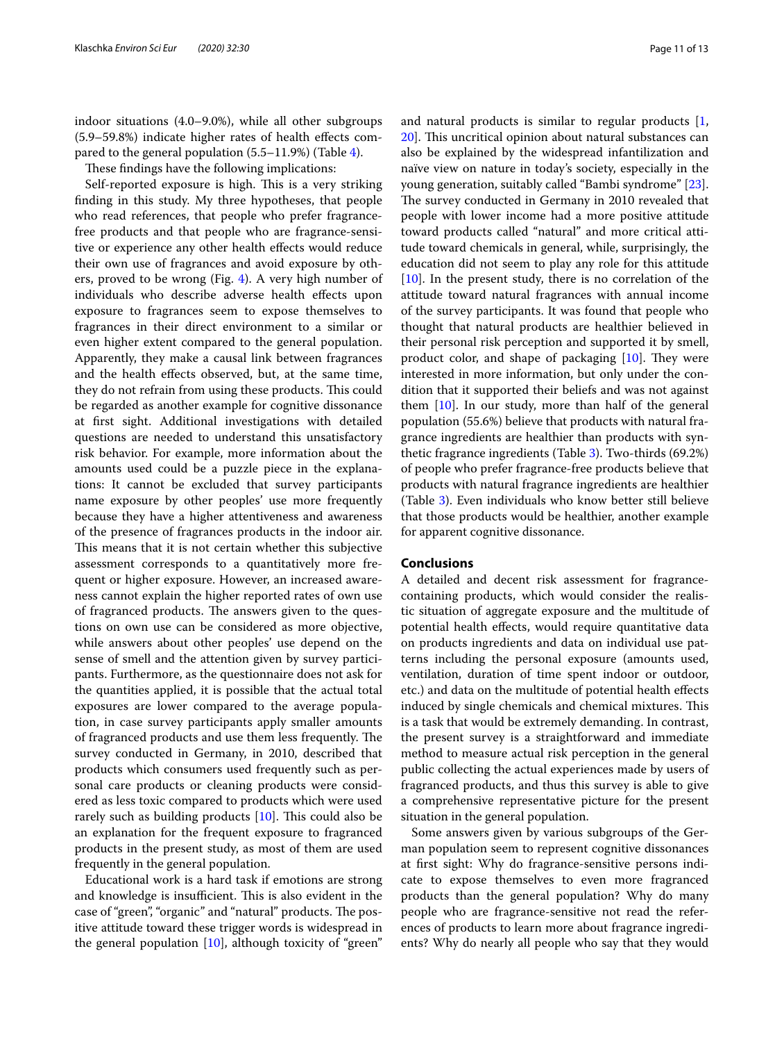indoor situations (4.0–9.0%), while all other subgroups (5.9–59.8%) indicate higher rates of health effects compared to the general population (5.5–11.9%) (Table 4).

These findings have the following implications:

Self-reported exposure is high. This is a very striking finding in this study. My three hypotheses, that people who read references, that people who prefer fragrance-free products and that people who are fragrance-sensitive or experience any other health effects would reduce their own use of fragrances and avoid exposure by others, proved to be wrong (Fig. 4). A very high number of individuals who describe adverse health effects upon exposure to fragrances seem to expose themselves to fragrances in their direct environment to a similar or even higher extent compared to the general population. Apparently, they make a causal link between fragrances and the health effects observed, but, at the same time, they do not refrain from using these products. This could be regarded as another example for cognitive dissonance at first sight. Additional investigations with detailed questions are needed to understand this unsatisfactory risk behavior. For example, more information about the amounts used could be a puzzle piece in the explanations: It cannot be excluded that survey participants name exposure by other peoples' use more frequently because they have a higher attentiveness and awareness of the presence of fragrances products in the indoor air. This means that it is not certain whether this subjective assessment corresponds to a quantitatively more frequent or higher exposure. However, an increased awareness cannot explain the higher reported rates of own use of fragranced products. The answers given to the questions on own use can be considered as more objective, while answers about other peoples' use depend on the sense of smell and the attention given by survey participants. Furthermore, as the questionnaire does not ask for the quantities applied, it is possible that the actual total exposures are lower compared to the average population, in case survey participants apply smaller amounts of fragranced products and use them less frequently. The survey conducted in Germany, in 2010, described that products which consumers used frequently such as personal care products or cleaning products were considered as less toxic compared to products which were used rarely such as building products [10]. This could also be an explanation for the frequent exposure to fragranced products in the present study, as most of them are used frequently in the general population.

Educational work is a hard task if emotions are strong and knowledge is insufficient. This is also evident in the case of "green", "organic" and "natural" products. The positive attitude toward these trigger words is widespread in the general population [10], although toxicity of "green" and natural products is similar to regular products [1, 20]. This uncritical opinion about natural substances can also be explained by the widespread infantilization and naïve view on nature in today's society, especially in the young generation, suitably called "Bambi syndrome" [23]. The survey conducted in Germany in 2010 revealed that people with lower income had a more positive attitude toward products called "natural" and more critical attitude toward chemicals in general, while, surprisingly, the education did not seem to play any role for this attitude [10]. In the present study, there is no correlation of the attitude toward natural fragrances with annual income of the survey participants. It was found that people who thought that natural products are healthier believed in their personal risk perception and supported it by smell, product color, and shape of packaging [10]. They were interested in more information, but only under the condition that it supported their beliefs and was not against them [10]. In our study, more than half of the general population (55.6%) believe that products with natural fragrance ingredients are healthier than products with synthetic fragrance ingredients (Table 3). Two-thirds (69.2%) of people who prefer fragrance-free products believe that products with natural fragrance ingredients are healthier (Table 3). Even individuals who know better still believe that those products would be healthier, another example for apparent cognitive dissonance.

## Conclusions

A detailed and decent risk assessment for fragrance-containing products, which would consider the realistic situation of aggregate exposure and the multitude of potential health effects, would require quantitative data on products ingredients and data on individual use patterns including the personal exposure (amounts used, ventilation, duration of time spent indoor or outdoor, etc.) and data on the multitude of potential health effects induced by single chemicals and chemical mixtures. This is a task that would be extremely demanding. In contrast, the present survey is a straightforward and immediate method to measure actual risk perception in the general public collecting the actual experiences made by users of fragranced products, and thus this survey is able to give a comprehensive representative picture for the present situation in the general population.

Some answers given by various subgroups of the German population seem to represent cognitive dissonances at first sight: Why do fragrance-sensitive persons indicate to expose themselves to even more fragranced products than the general population? Why do many people who are fragrance-sensitive not read the references of products to learn more about fragrance ingredients? Why do nearly all people who say that they would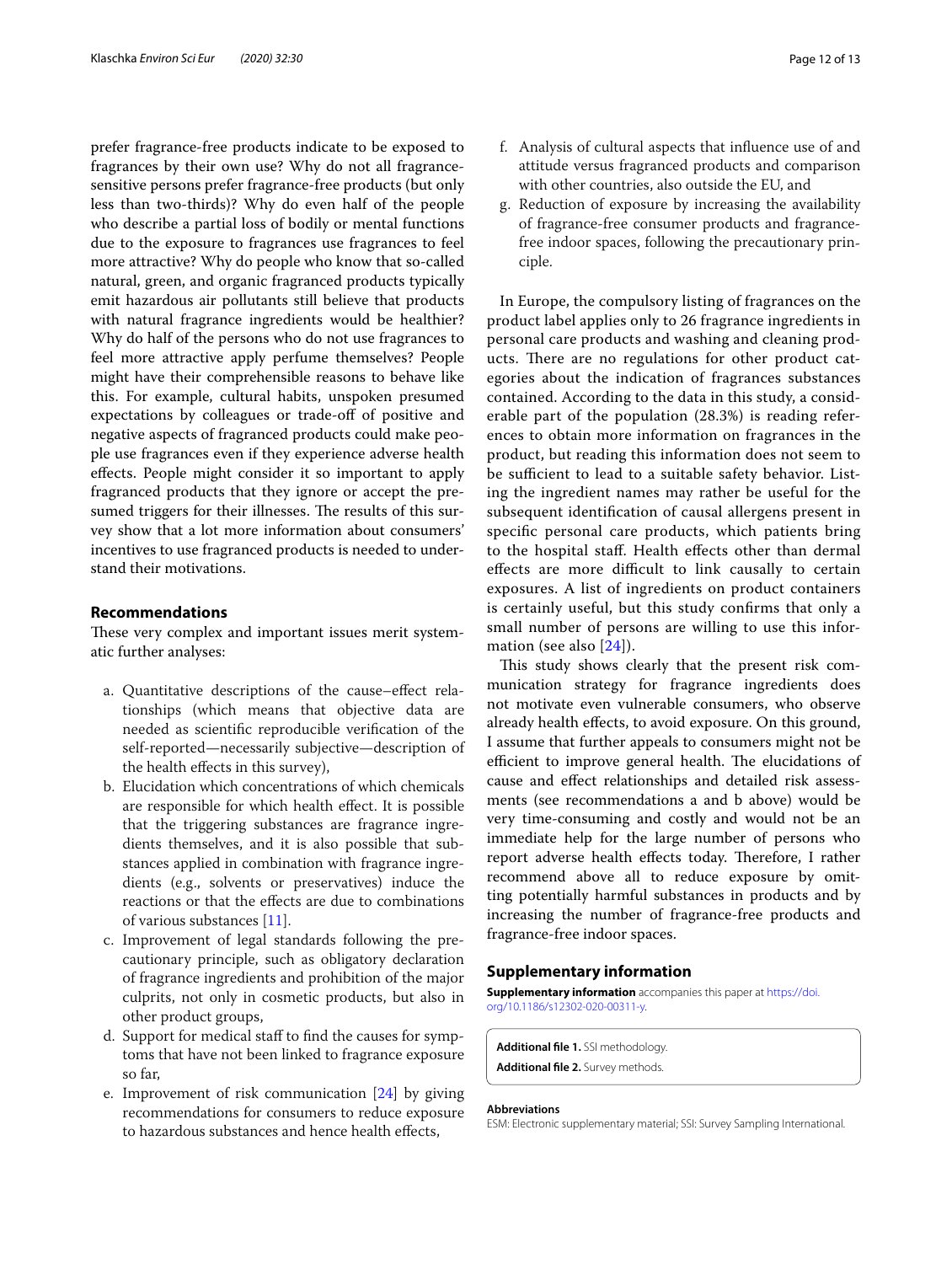prefer fragrance-free products indicate to be exposed to fragrances by their own use? Why do not all fragrance-sensitive persons prefer fragrance-free products (but only less than two-thirds)? Why do even half of the people who describe a partial loss of bodily or mental functions due to the exposure to fragrances use fragrances to feel more attractive? Why do people who know that so-called natural, green, and organic fragranced products typically emit hazardous air pollutants still believe that products with natural fragrance ingredients would be healthier? Why do half of the persons who do not use fragrances to feel more attractive apply perfume themselves? People might have their comprehensible reasons to behave like this. For example, cultural habits, unspoken presumed expectations by colleagues or trade-off of positive and negative aspects of fragranced products could make people use fragrances even if they experience adverse health effects. People might consider it so important to apply fragranced products that they ignore or accept the presumed triggers for their illnesses. The results of this survey show that a lot more information about consumers' incentives to use fragranced products is needed to understand their motivations.

## Recommendations

These very complex and important issues merit systematic further analyses:

a. Quantitative descriptions of the cause–effect relationships (which means that objective data are needed as scientific reproducible verification of the self-reported—necessarily subjective—description of the health effects in this survey),
b. Elucidation which concentrations of which chemicals are responsible for which health effect. It is possible that the triggering substances are fragrance ingredients themselves, and it is also possible that substances applied in combination with fragrance ingredients (e.g., solvents or preservatives) induce the reactions or that the effects are due to combinations of various substances [11].
c. Improvement of legal standards following the precautionary principle, such as obligatory declaration of fragrance ingredients and prohibition of the major culprits, not only in cosmetic products, but also in other product groups,
d. Support for medical staff to find the causes for symptoms that have not been linked to fragrance exposure so far,
e. Improvement of risk communication [24] by giving recommendations for consumers to reduce exposure to hazardous substances and hence health effects,
f. Analysis of cultural aspects that influence use of and attitude versus fragranced products and comparison with other countries, also outside the EU, and
g. Reduction of exposure by increasing the availability of fragrance-free consumer products and fragrance-free indoor spaces, following the precautionary principle.

In Europe, the compulsory listing of fragrances on the product label applies only to 26 fragrance ingredients in personal care products and washing and cleaning products. There are no regulations for other product categories about the indication of fragrances substances contained. According to the data in this study, a considerable part of the population (28.3%) is reading references to obtain more information on fragrances in the product, but reading this information does not seem to be sufficient to lead to a suitable safety behavior. Listing the ingredient names may rather be useful for the subsequent identification of causal allergens present in specific personal care products, which patients bring to the hospital staff. Health effects other than dermal effects are more difficult to link causally to certain exposures. A list of ingredients on product containers is certainly useful, but this study confirms that only a small number of persons are willing to use this information (see also [24]).

This study clearly shows that the present risk communication strategy for fragrance ingredients does not motivate even vulnerable consumers, who observe already health effects, to avoid exposure. On this ground, I assume that further appeals to consumers might not be efficient to improve general health. The elucidations of cause and effect relationships and detailed risk assessments (see recommendations a and b above) would be very time-consuming and costly and would not be an immediate help for the large number of persons who report adverse health effects today. Therefore, I rather recommend above all to reduce exposure by omitting potentially harmful substances in products and by increasing the number of fragrance-free products and fragrance-free indoor spaces.

## Supplementary information

**Supplementary information** accompanies this paper at https://doi.org/10.1186/s12302-020-00311-y.

**Additional file 1.** SSI methodology.

**Additional file 2.** Survey methods.

### Abbreviations

ESM: Electronic supplementary material; SSI: Survey Sampling International.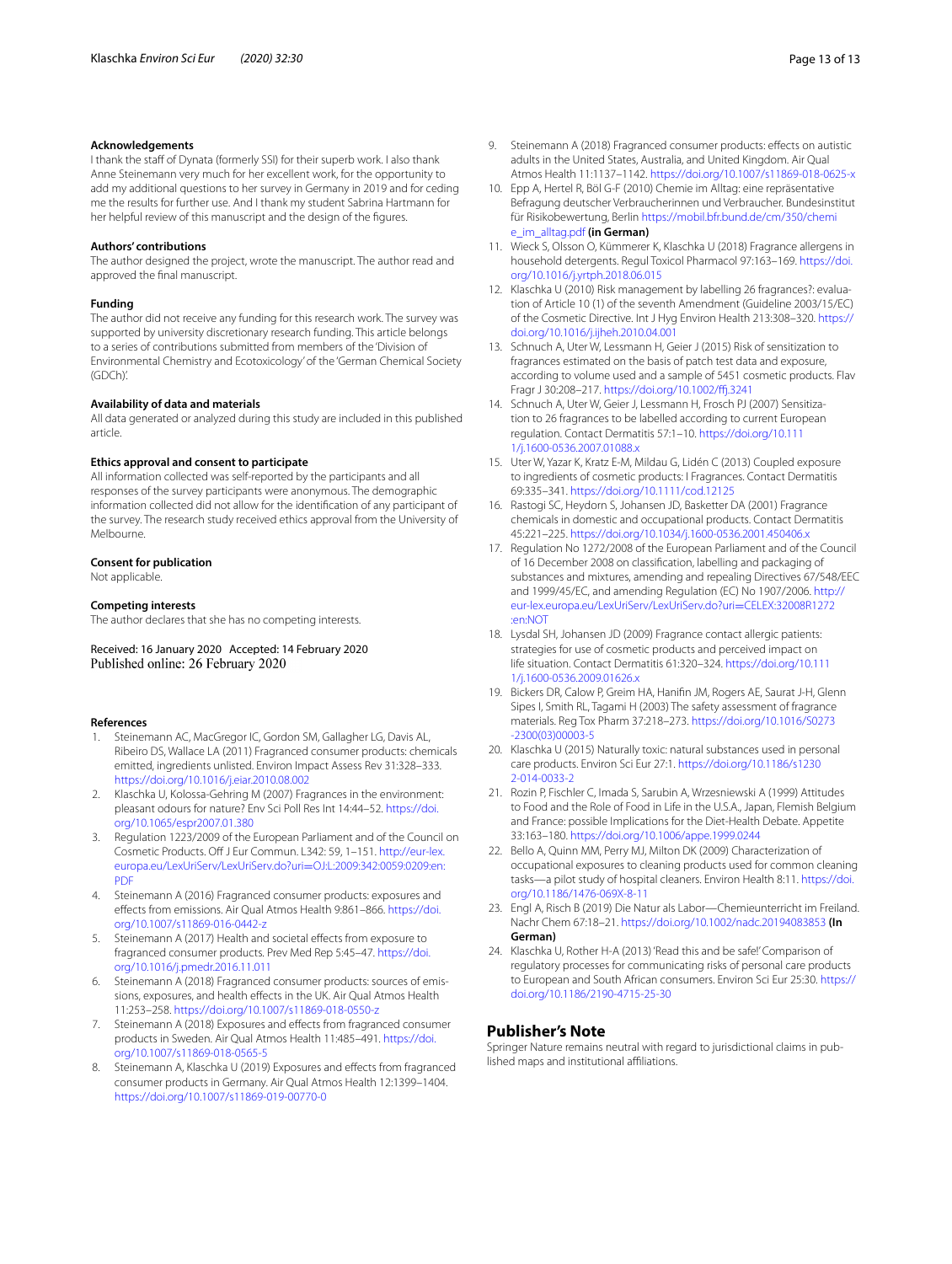**Acknowledgements**

I thank the staff of Dynata (formerly SSI) for their superb work. I also thank Anne Steinemann very much for her excellent work, for the opportunity to add my additional questions to her survey in Germany in 2019 and for ceding me the results for further use. And I thank my student Sabrina Hartmann for her helpful review of this manuscript and the design of the figures.

**Authors' contributions**

The author designed the project, wrote the manuscript. The author read and approved the final manuscript.

**Funding**

The author did not receive any funding for this research work. The survey was supported by university discretionary research funding. This article belongs to a series of contributions submitted from members of the 'Division of Environmental Chemistry and Ecotoxicology' of the 'German Chemical Society (GDCh)'.

**Availability of data and materials**

All data generated or analyzed during this study are included in this published article.

**Ethics approval and consent to participate**

All information collected was self-reported by the participants and all responses of the survey participants were anonymous. The demographic information collected did not allow for the identification of any participant of the survey. The research study received ethics approval from the University of Melbourne.

**Consent for publication**

Not applicable.

**Competing interests**

The author declares that she has no competing interests.

Received: 16 January 2020 Accepted: 14 February 2020
Published online: 26 February 2020

**References**

1. Steinemann AC, MacGregor IC, Gordon SM, Gallagher LG, Davis AL, Ribeiro DS, Wallace LA (2011) Fragranced consumer products: chemicals emitted, ingredients unlisted. Environ Impact Assess Rev 31:328–333. https://doi.org/10.1016/j.eiar.2010.08.002
2. Klaschka U, Kolossa-Gehring M (2007) Fragrances in the environment: pleasant odours for nature? Env Sci Poll Res Int 14:44–52. https://doi.org/10.1065/espr2007.01.380
3. Regulation 1223/2009 of the European Parliament and of the Council on Cosmetic Products. Off J Eur Commun. L342: 59, 1–151. http://eur-lex.europa.eu/LexUriServ/LexUriServ.do?uri=OJ:L:2009:342:0059:0209:en:PDF
4. Steinemann A (2016) Fragranced consumer products: exposures and effects from emissions. Air Qual Atmos Health 9:861–866. https://doi.org/10.1007/s11869-016-0442-z
5. Steinemann A (2017) Health and societal effects from exposure to fragranced consumer products. Prev Med Rep 5:45–47. https://doi.org/10.1016/j.pmedr.2016.11.011
6. Steinemann A (2018) Fragranced consumer products: sources of emissions, exposures, and health effects in the UK. Air Qual Atmos Health 11:253–258. https://doi.org/10.1007/s11869-018-0550-z
7. Steinemann A (2018) Exposures and effects from fragranced consumer products in Sweden. Air Qual Atmos Health 11:485–491. https://doi.org/10.1007/s11869-018-0565-5
8. Steinemann A, Klaschka U (2019) Exposures and effects from fragranced consumer products in Germany. Air Qual Atmos Health 12:1399–1404. https://doi.org/10.1007/s11869-019-00770-0
9. Steinemann A (2018) Fragranced consumer products: effects on autistic adults in the United States, Australia, and United Kingdom. Air Qual Atmos Health 11:1137–1142. https://doi.org/10.1007/s11869-018-0625-x
10. Epp A, Hertel R, Böl G-F (2010) Chemie im Alltag: eine repräsentative Befragung deutscher Verbraucherinnen und Verbraucher. Bundesinstitut für Risikobewertung, Berlin https://mobil.bfr.bund.de/cm/350/chemie_im_alltag.pdf **(in German)**
11. Wieck S, Olsson O, Kümmerer K, Klaschka U (2018) Fragrance allergens in household detergents. Regul Toxicol Pharmacol 97:163–169. https://doi.org/10.1016/j.yrtph.2018.06.015
12. Klaschka U (2010) Risk management by labelling 26 fragrances?: evaluation of Article 10 (1) of the seventh Amendment (Guideline 2003/15/EC) of the Cosmetic Directive. Int J Hyg Environ Health 213:308–320. https://doi.org/10.1016/j.ijheh.2010.04.001
13. Schnuch A, Uter W, Lessmann H, Geier J (2015) Risk of sensitization to fragrances estimated on the basis of patch test data and exposure, according to volume used and a sample of 5451 cosmetic products. Flav Fragr J 30:208–217. https://doi.org/10.1002/ffj.3241
14. Schnuch A, Uter W, Geier J, Lessmann H, Frosch PJ (2007) Sensitization to 26 fragrances to be labelled according to current European regulation. Contact Dermatitis 57:1–10. https://doi.org/10.1111/j.1600-0536.2007.01088.x
15. Uter W, Yazar K, Kratz E-M, Mildau G, Lidén C (2013) Coupled exposure to ingredients of cosmetic products: I Fragrances. Contact Dermatitis 69:335–341. https://doi.org/10.1111/cod.12125
16. Rastogi SC, Heydorn S, Johansen JD, Basketter DA (2001) Fragrance chemicals in domestic and occupational products. Contact Dermatitis 45:221–225. https://doi.org/10.1034/j.1600-0536.2001.450406.x
17. Regulation No 1272/2008 of the European Parliament and of the Council of 16 December 2008 on classification, labelling and packaging of substances and mixtures, amending and repealing Directives 67/548/EEC and 1999/45/EC, and amending Regulation (EC) No 1907/2006. http://eur-lex.europa.eu/LexUriServ/LexUriServ.do?uri=CELEX:32008R1272:en:NOT
18. Lysdal SH, Johansen JD (2009) Fragrance contact allergic patients: strategies for use of cosmetic products and perceived impact on life situation. Contact Dermatitis 61:320–324. https://doi.org/10.1111/j.1600-0536.2009.01626.x
19. Bickers DR, Calow P, Greim HA, Hanifin JM, Rogers AE, Saurat J-H, Glenn Sipes I, Smith RL, Tagami H (2003) The safety assessment of fragrance materials. Reg Tox Pharm 37:218–273. https://doi.org/10.1016/S0273-2300(03)00003-5
20. Klaschka U (2015) Naturally toxic: natural substances used in personal care products. Environ Sci Eur 27:1. https://doi.org/10.1186/s12302-014-0033-2
21. Rozin P, Fischler C, Imada S, Sarubin A, Wrzesniewski A (1999) Attitudes to Food and the Role of Food in Life in the U.S.A., Japan, Flemish Belgium and France: possible Implications for the Diet-Health Debate. Appetite 33:163–180. https://doi.org/10.1006/appe.1999.0244
22. Bello A, Quinn MM, Perry MJ, Milton DK (2009) Characterization of occupational exposures to cleaning products used for common cleaning tasks—a pilot study of hospital cleaners. Environ Health 8:11. https://doi.org/10.1186/1476-069X-8-11
23. Engl A, Risch B (2019) Die Natur als Labor—Chemieunterricht im Freiland. Nachr Chem 67:18–21. https://doi.org/10.1002/nadc.20194083853 **(In German)**
24. Klaschka U, Rother H-A (2013) 'Read this and be safe!' Comparison of regulatory processes for communicating risks of personal care products to European and South African consumers. Environ Sci Eur 25:30. https://doi.org/10.1186/2190-4715-25-30

## Publisher's Note

Springer Nature remains neutral with regard to jurisdictional claims in published maps and institutional affiliations.